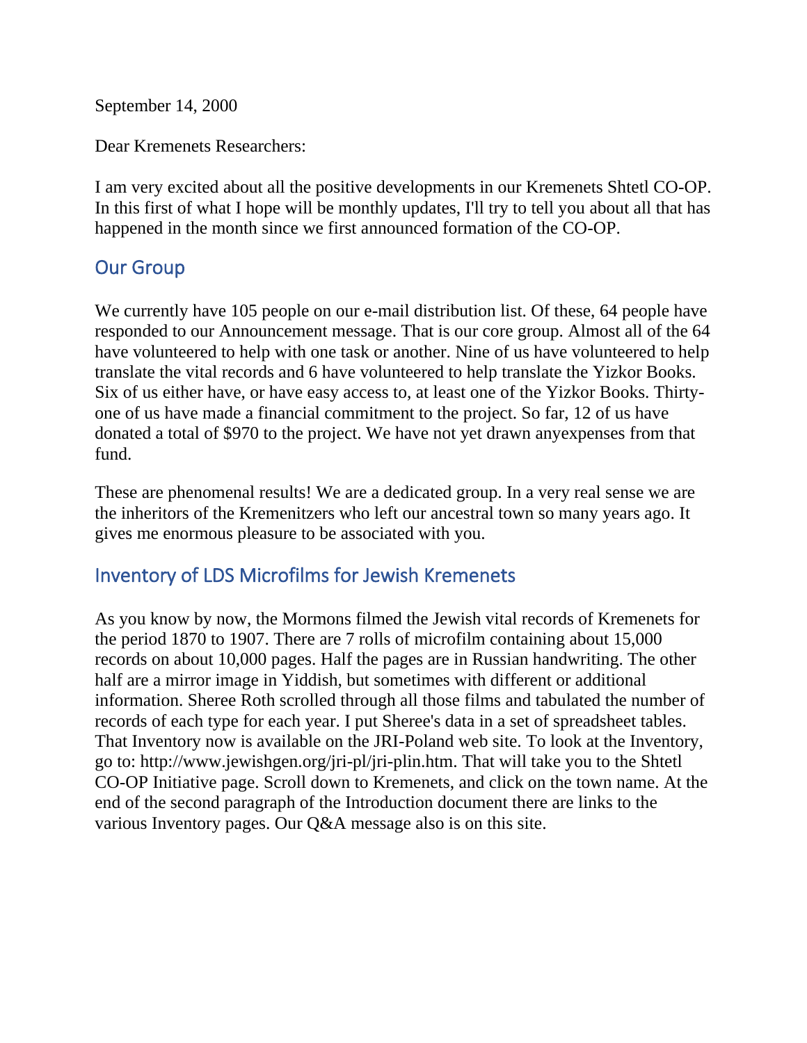September 14, 2000

Dear Kremenets Researchers:

I am very excited about all the positive developments in our Kremenets Shtetl CO-OP. In this first of what I hope will be monthly updates, I'll try to tell you about all that has happened in the month since we first announced formation of the CO-OP.

## Our Group

We currently have 105 people on our e-mail distribution list. Of these, 64 people have responded to our Announcement message. That is our core group. Almost all of the 64 have volunteered to help with one task or another. Nine of us have volunteered to help translate the vital records and 6 have volunteered to help translate the Yizkor Books. Six of us either have, or have easy access to, at least one of the Yizkor Books. Thirty-one of us have made a financial commitment to the project. So far, 12 of us have donated a total of $970 to the project. We have not yet drawn anyexpenses from that fund.

These are phenomenal results! We are a dedicated group. In a very real sense we are the inheritors of the Kremenitzers who left our ancestral town so many years ago. It gives me enormous pleasure to be associated with you.

## Inventory of LDS Microfilms for Jewish Kremenets

As you know by now, the Mormons filmed the Jewish vital records of Kremenets for the period 1870 to 1907. There are 7 rolls of microfilm containing about 15,000 records on about 10,000 pages. Half the pages are in Russian handwriting. The other half are a mirror image in Yiddish, but sometimes with different or additional information. Sheree Roth scrolled through all those films and tabulated the number of records of each type for each year. I put Sheree's data in a set of spreadsheet tables. That Inventory now is available on the JRI-Poland web site. To look at the Inventory, go to: http://www.jewishgen.org/jri-pl/jri-plin.htm. That will take you to the Shtetl CO-OP Initiative page. Scroll down to Kremenets, and click on the town name. At the end of the second paragraph of the Introduction document there are links to the various Inventory pages. Our Q&A message also is on this site.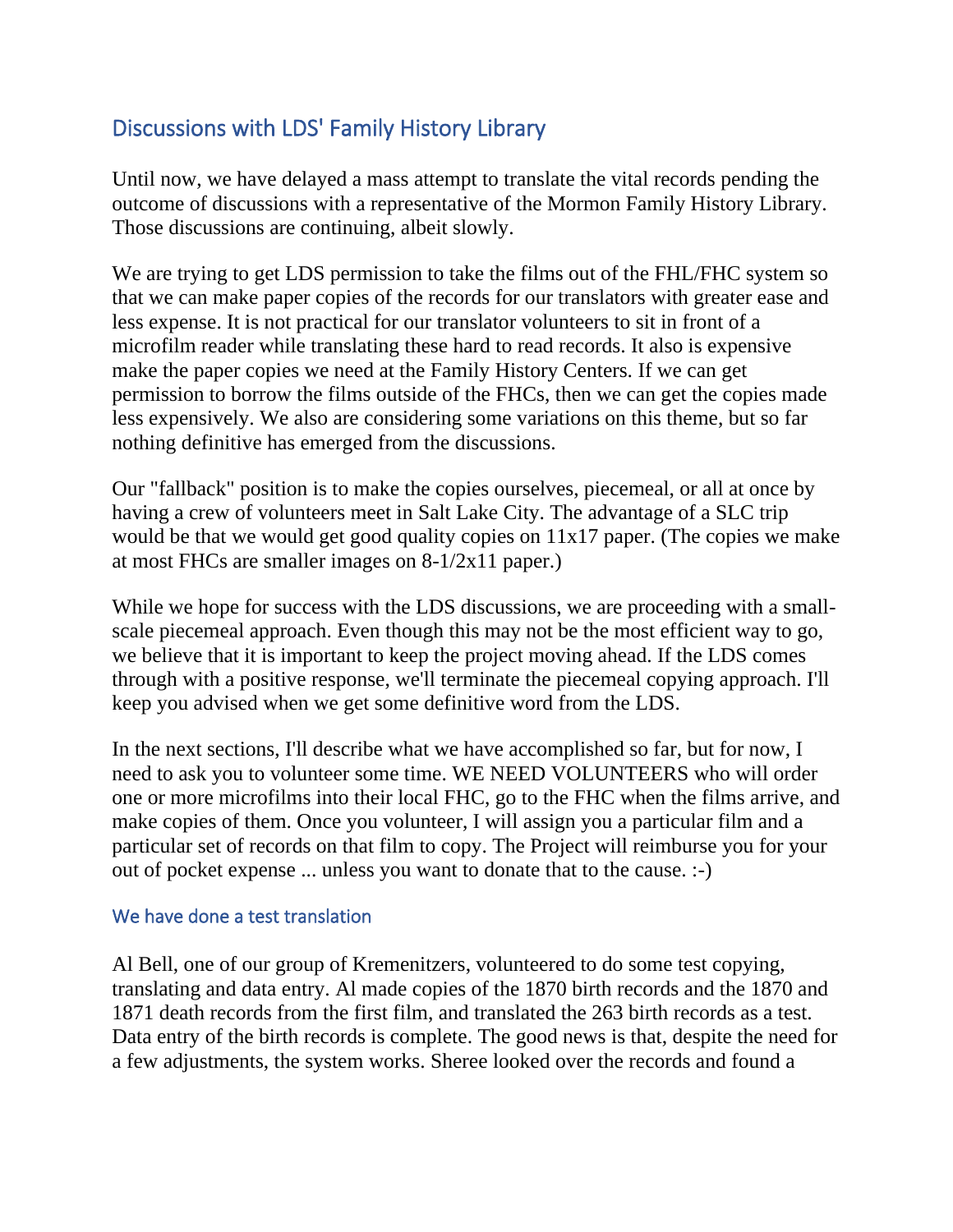## Discussions with LDS' Family History Library

Until now, we have delayed a mass attempt to translate the vital records pending the outcome of discussions with a representative of the Mormon Family History Library. Those discussions are continuing, albeit slowly.

We are trying to get LDS permission to take the films out of the FHL/FHC system so that we can make paper copies of the records for our translators with greater ease and less expense. It is not practical for our translator volunteers to sit in front of a microfilm reader while translating these hard to read records. It also is expensive make the paper copies we need at the Family History Centers. If we can get permission to borrow the films outside of the FHCs, then we can get the copies made less expensively. We also are considering some variations on this theme, but so far nothing definitive has emerged from the discussions.

Our "fallback" position is to make the copies ourselves, piecemeal, or all at once by having a crew of volunteers meet in Salt Lake City. The advantage of a SLC trip would be that we would get good quality copies on 11x17 paper. (The copies we make at most FHCs are smaller images on 8-1/2x11 paper.)

While we hope for success with the LDS discussions, we are proceeding with a small-scale piecemeal approach. Even though this may not be the most efficient way to go, we believe that it is important to keep the project moving ahead. If the LDS comes through with a positive response, we'll terminate the piecemeal copying approach. I'll keep you advised when we get some definitive word from the LDS.

In the next sections, I'll describe what we have accomplished so far, but for now, I need to ask you to volunteer some time. WE NEED VOLUNTEERS who will order one or more microfilms into their local FHC, go to the FHC when the films arrive, and make copies of them. Once you volunteer, I will assign you a particular film and a particular set of records on that film to copy. The Project will reimburse you for your out of pocket expense ... unless you want to donate that to the cause. :-)

### We have done a test translation

Al Bell, one of our group of Kremenitzers, volunteered to do some test copying, translating and data entry. Al made copies of the 1870 birth records and the 1870 and 1871 death records from the first film, and translated the 263 birth records as a test. Data entry of the birth records is complete. The good news is that, despite the need for a few adjustments, the system works. Sheree looked over the records and found a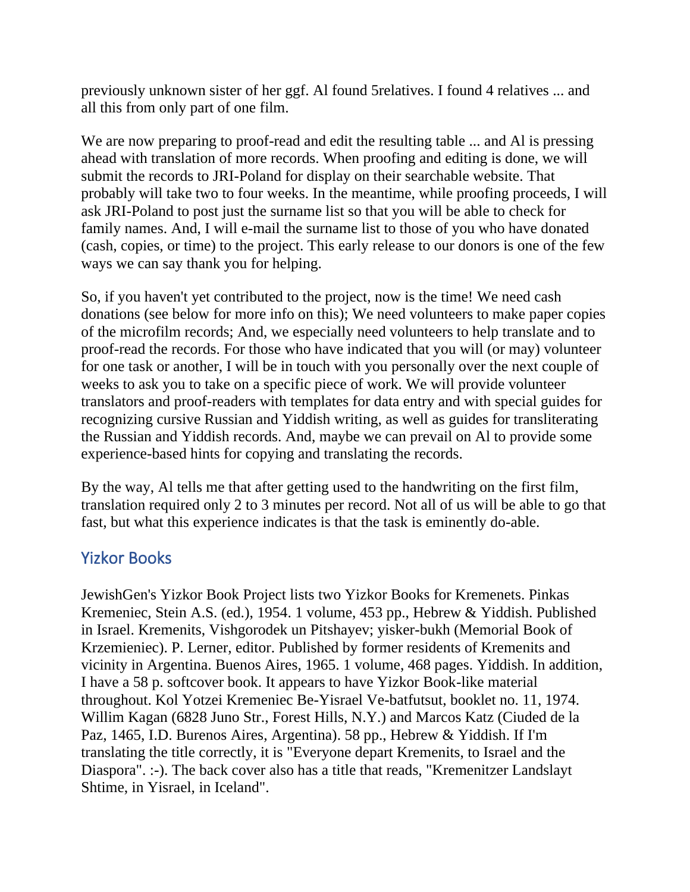previously unknown sister of her ggf. Al found 5relatives. I found 4 relatives ... and all this from only part of one film.

We are now preparing to proof-read and edit the resulting table ... and Al is pressing ahead with translation of more records. When proofing and editing is done, we will submit the records to JRI-Poland for display on their searchable website. That probably will take two to four weeks. In the meantime, while proofing proceeds, I will ask JRI-Poland to post just the surname list so that you will be able to check for family names. And, I will e-mail the surname list to those of you who have donated (cash, copies, or time) to the project. This early release to our donors is one of the few ways we can say thank you for helping.

So, if you haven't yet contributed to the project, now is the time! We need cash donations (see below for more info on this); We need volunteers to make paper copies of the microfilm records; And, we especially need volunteers to help translate and to proof-read the records. For those who have indicated that you will (or may) volunteer for one task or another, I will be in touch with you personally over the next couple of weeks to ask you to take on a specific piece of work. We will provide volunteer translators and proof-readers with templates for data entry and with special guides for recognizing cursive Russian and Yiddish writing, as well as guides for transliterating the Russian and Yiddish records. And, maybe we can prevail on Al to provide some experience-based hints for copying and translating the records.

By the way, Al tells me that after getting used to the handwriting on the first film, translation required only 2 to 3 minutes per record. Not all of us will be able to go that fast, but what this experience indicates is that the task is eminently do-able.

## Yizkor Books

JewishGen's Yizkor Book Project lists two Yizkor Books for Kremenets. Pinkas Kremeniec, Stein A.S. (ed.), 1954. 1 volume, 453 pp., Hebrew & Yiddish. Published in Israel. Kremenits, Vishgorodek un Pitshayev; yisker-bukh (Memorial Book of Krzemieniec). P. Lerner, editor. Published by former residents of Kremenits and vicinity in Argentina. Buenos Aires, 1965. 1 volume, 468 pages. Yiddish. In addition, I have a 58 p. softcover book. It appears to have Yizkor Book-like material throughout. Kol Yotzei Kremeniec Be-Yisrael Ve-batfutsut, booklet no. 11, 1974. Willim Kagan (6828 Juno Str., Forest Hills, N.Y.) and Marcos Katz (Ciuded de la Paz, 1465, I.D. Burenos Aires, Argentina). 58 pp., Hebrew & Yiddish. If I'm translating the title correctly, it is "Everyone depart Kremenits, to Israel and the Diaspora". :-). The back cover also has a title that reads, "Kremenitzer Landslayt Shtime, in Yisrael, in Iceland".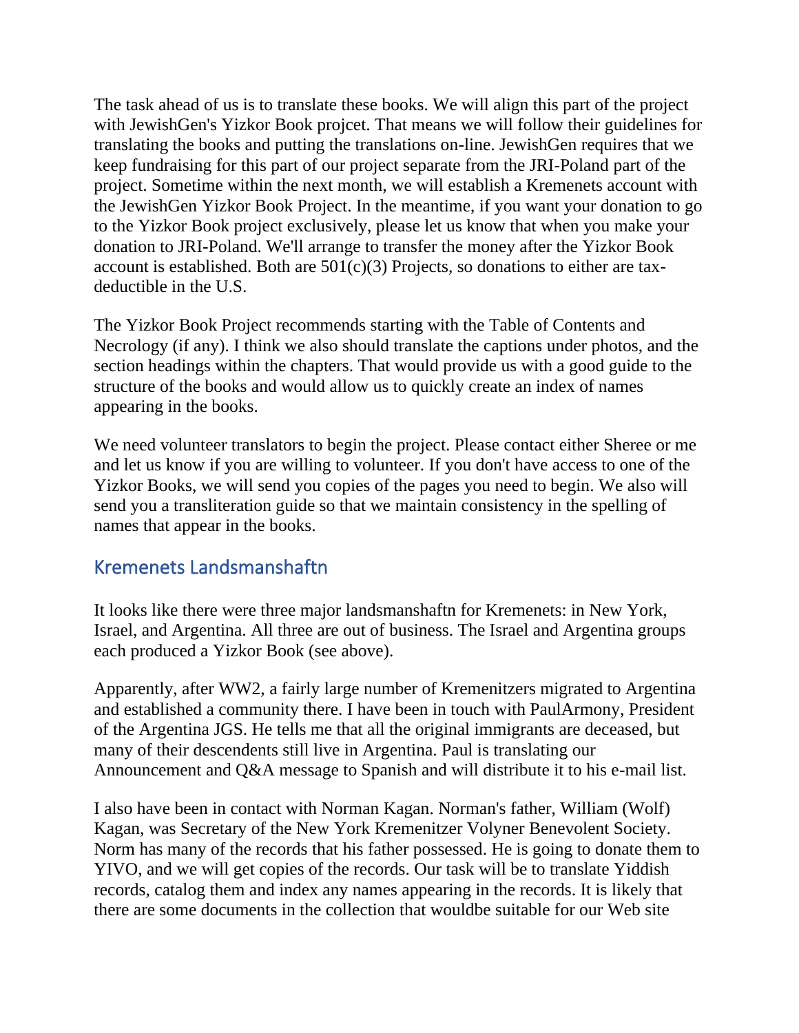The task ahead of us is to translate these books. We will align this part of the project with JewishGen's Yizkor Book projcet. That means we will follow their guidelines for translating the books and putting the translations on-line. JewishGen requires that we keep fundraising for this part of our project separate from the JRI-Poland part of the project. Sometime within the next month, we will establish a Kremenets account with the JewishGen Yizkor Book Project. In the meantime, if you want your donation to go to the Yizkor Book project exclusively, please let us know that when you make your donation to JRI-Poland. We'll arrange to transfer the money after the Yizkor Book account is established. Both are 501(c)(3) Projects, so donations to either are tax-deductible in the U.S.

The Yizkor Book Project recommends starting with the Table of Contents and Necrology (if any). I think we also should translate the captions under photos, and the section headings within the chapters. That would provide us with a good guide to the structure of the books and would allow us to quickly create an index of names appearing in the books.

We need volunteer translators to begin the project. Please contact either Sheree or me and let us know if you are willing to volunteer. If you don't have access to one of the Yizkor Books, we will send you copies of the pages you need to begin. We also will send you a transliteration guide so that we maintain consistency in the spelling of names that appear in the books.

## Kremenets Landsmanshaftn

It looks like there were three major landsmanshaftn for Kremenets: in New York, Israel, and Argentina. All three are out of business. The Israel and Argentina groups each produced a Yizkor Book (see above).

Apparently, after WW2, a fairly large number of Kremenitzers migrated to Argentina and established a community there. I have been in touch with PaulArmony, President of the Argentina JGS. He tells me that all the original immigrants are deceased, but many of their descendents still live in Argentina. Paul is translating our Announcement and Q&A message to Spanish and will distribute it to his e-mail list.

I also have been in contact with Norman Kagan. Norman's father, William (Wolf) Kagan, was Secretary of the New York Kremenitzer Volyner Benevolent Society. Norm has many of the records that his father possessed. He is going to donate them to YIVO, and we will get copies of the records. Our task will be to translate Yiddish records, catalog them and index any names appearing in the records. It is likely that there are some documents in the collection that wouldbe suitable for our Web site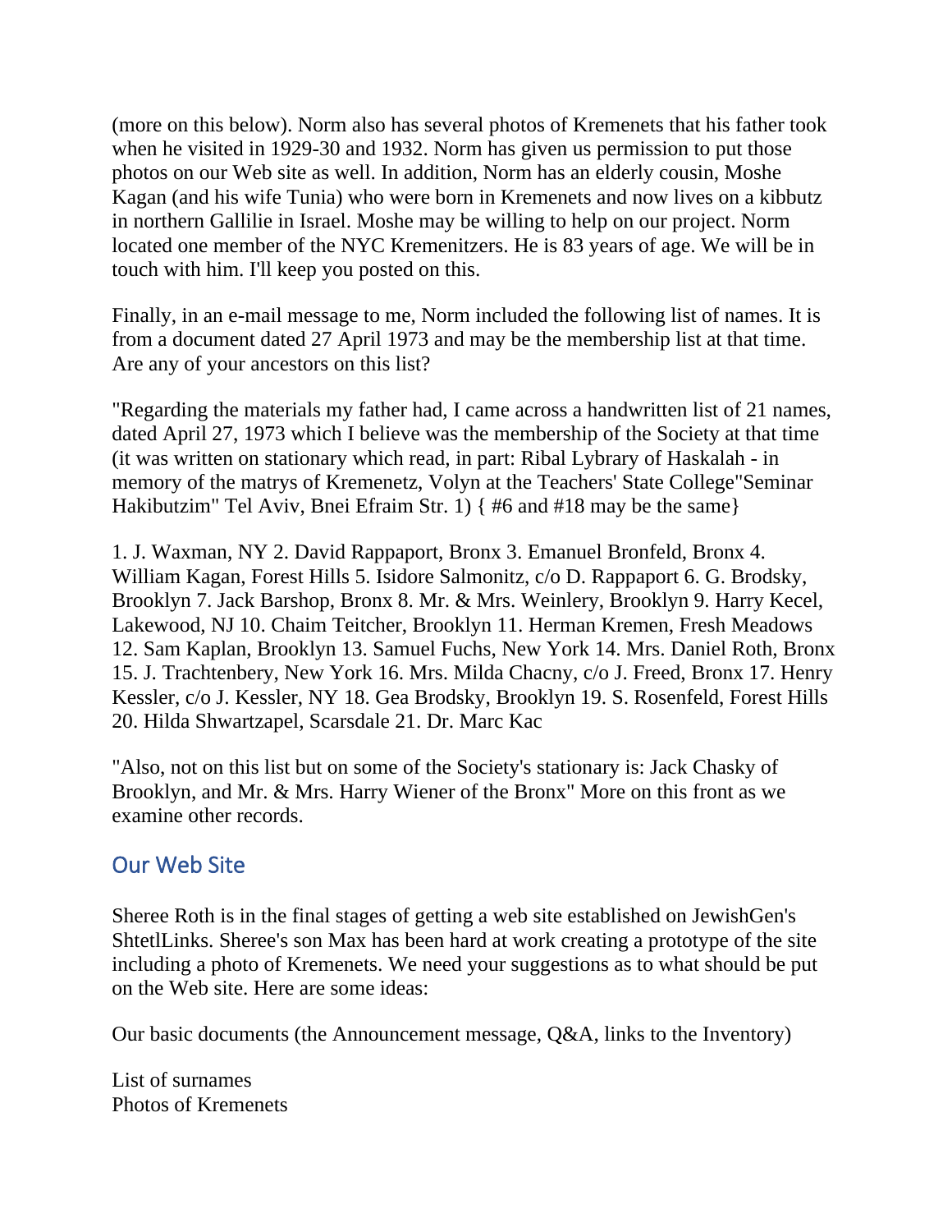(more on this below). Norm also has several photos of Kremenets that his father took when he visited in 1929-30 and 1932. Norm has given us permission to put those photos on our Web site as well. In addition, Norm has an elderly cousin, Moshe Kagan (and his wife Tunia) who were born in Kremenets and now lives on a kibbutz in northern Gallilie in Israel. Moshe may be willing to help on our project. Norm located one member of the NYC Kremenitzers. He is 83 years of age. We will be in touch with him. I'll keep you posted on this.

Finally, in an e-mail message to me, Norm included the following list of names. It is from a document dated 27 April 1973 and may be the membership list at that time. Are any of your ancestors on this list?

"Regarding the materials my father had, I came across a handwritten list of 21 names, dated April 27, 1973 which I believe was the membership of the Society at that time (it was written on stationary which read, in part: Ribal Lybrary of Haskalah - in memory of the matrys of Kremenetz, Volyn at the Teachers' State College"Seminar Hakibutzim" Tel Aviv, Bnei Efraim Str. 1) { #6 and #18 may be the same}

1. J. Waxman, NY 2. David Rappaport, Bronx 3. Emanuel Bronfeld, Bronx 4. William Kagan, Forest Hills 5. Isidore Salmonitz, c/o D. Rappaport 6. G. Brodsky, Brooklyn 7. Jack Barshop, Bronx 8. Mr. & Mrs. Weinlery, Brooklyn 9. Harry Kecel, Lakewood, NJ 10. Chaim Teitcher, Brooklyn 11. Herman Kremen, Fresh Meadows 12. Sam Kaplan, Brooklyn 13. Samuel Fuchs, New York 14. Mrs. Daniel Roth, Bronx 15. J. Trachtenbery, New York 16. Mrs. Milda Chacny, c/o J. Freed, Bronx 17. Henry Kessler, c/o J. Kessler, NY 18. Gea Brodsky, Brooklyn 19. S. Rosenfeld, Forest Hills 20. Hilda Shwartzapel, Scarsdale 21. Dr. Marc Kac

"Also, not on this list but on some of the Society's stationary is: Jack Chasky of Brooklyn, and Mr. & Mrs. Harry Wiener of the Bronx" More on this front as we examine other records.

## Our Web Site

Sheree Roth is in the final stages of getting a web site established on JewishGen's ShtetlLinks. Sheree's son Max has been hard at work creating a prototype of the site including a photo of Kremenets. We need your suggestions as to what should be put on the Web site. Here are some ideas:

Our basic documents (the Announcement message, Q&A, links to the Inventory)

List of surnames
Photos of Kremenets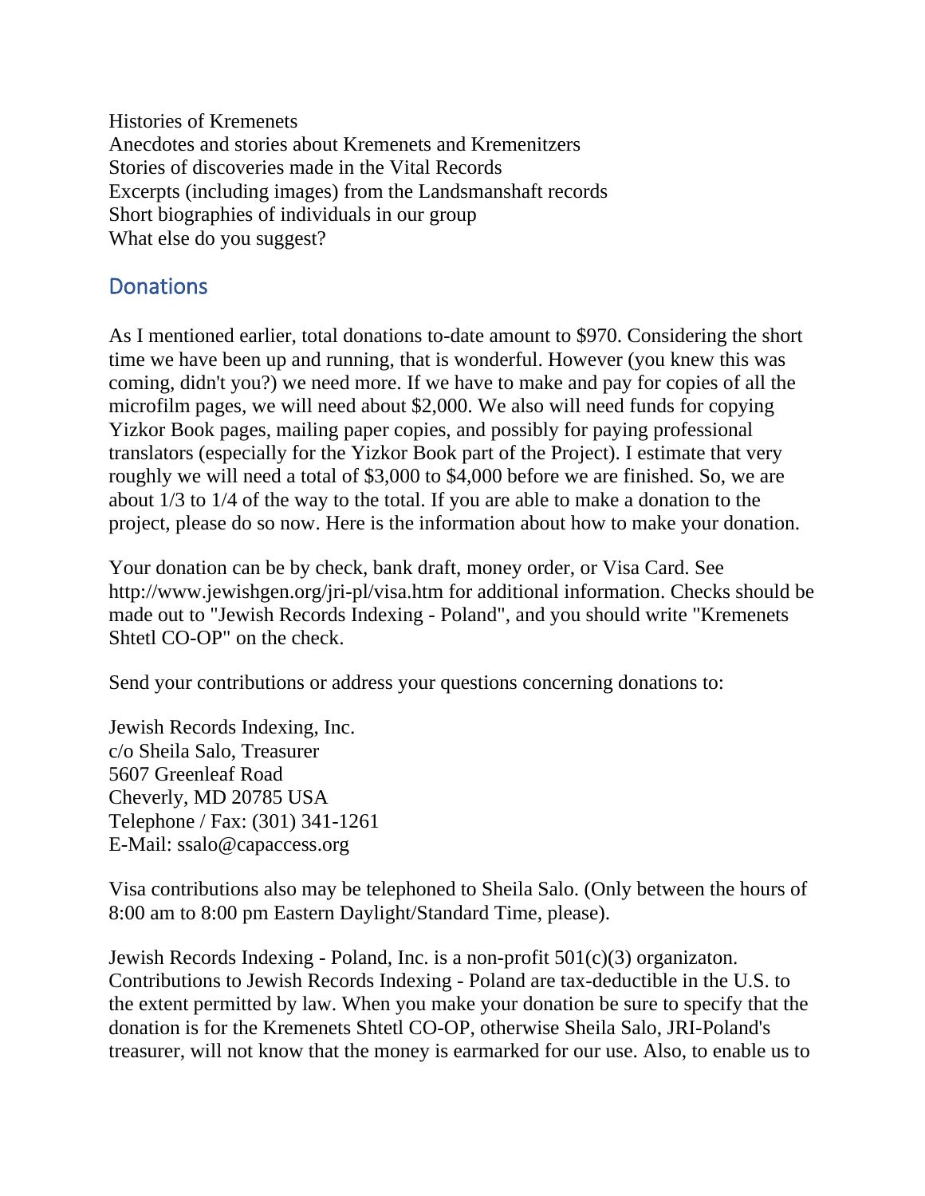Histories of Kremenets  
Anecdotes and stories about Kremenets and Kremenitzers  
Stories of discoveries made in the Vital Records  
Excerpts (including images) from the Landsmanshaft records  
Short biographies of individuals in our group  
What else do you suggest?

## Donations

As I mentioned earlier, total donations to-date amount to $970. Considering the short time we have been up and running, that is wonderful. However (you knew this was coming, didn't you?) we need more. If we have to make and pay for copies of all the microfilm pages, we will need about $2,000. We also will need funds for copying Yizkor Book pages, mailing paper copies, and possibly for paying professional translators (especially for the Yizkor Book part of the Project). I estimate that very roughly we will need a total of $3,000 to $4,000 before we are finished. So, we are about 1/3 to 1/4 of the way to the total. If you are able to make a donation to the project, please do so now. Here is the information about how to make your donation.

Your donation can be by check, bank draft, money order, or Visa Card. See http://www.jewishgen.org/jri-pl/visa.htm for additional information. Checks should be made out to "Jewish Records Indexing - Poland", and you should write "Kremenets Shtetl CO-OP" on the check.

Send your contributions or address your questions concerning donations to:

Jewish Records Indexing, Inc.  
c/o Sheila Salo, Treasurer  
5607 Greenleaf Road  
Cheverly, MD 20785 USA  
Telephone / Fax: (301) 341-1261  
E-Mail: ssalo@capaccess.org

Visa contributions also may be telephoned to Sheila Salo. (Only between the hours of 8:00 am to 8:00 pm Eastern Daylight/Standard Time, please).

Jewish Records Indexing - Poland, Inc. is a non-profit 501(c)(3) organizaton. Contributions to Jewish Records Indexing - Poland are tax-deductible in the U.S. to the extent permitted by law. When you make your donation be sure to specify that the donation is for the Kremenets Shtetl CO-OP, otherwise Sheila Salo, JRI-Poland's treasurer, will not know that the money is earmarked for our use. Also, to enable us to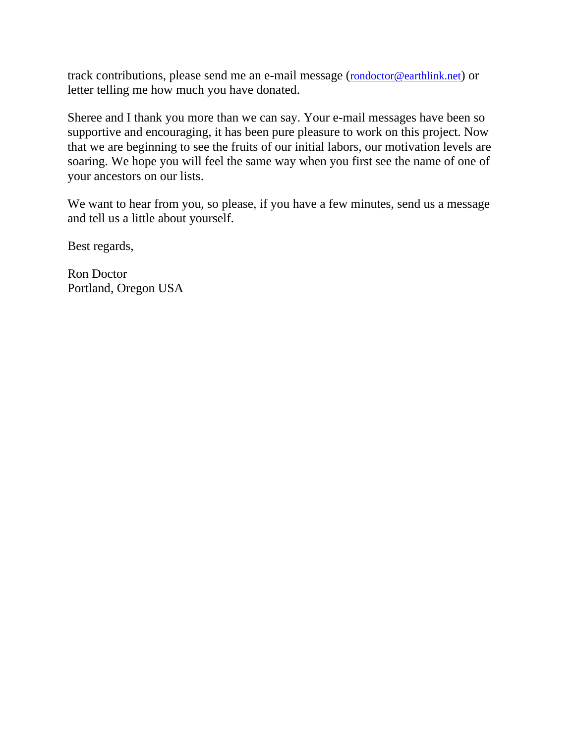track contributions, please send me an e-mail message (rondoctor@earthlink.net) or letter telling me how much you have donated.

Sheree and I thank you more than we can say. Your e-mail messages have been so supportive and encouraging, it has been pure pleasure to work on this project. Now that we are beginning to see the fruits of our initial labors, our motivation levels are soaring. We hope you will feel the same way when you first see the name of one of your ancestors on our lists.

We want to hear from you, so please, if you have a few minutes, send us a message and tell us a little about yourself.

Best regards,

Ron Doctor  
Portland, Oregon USA